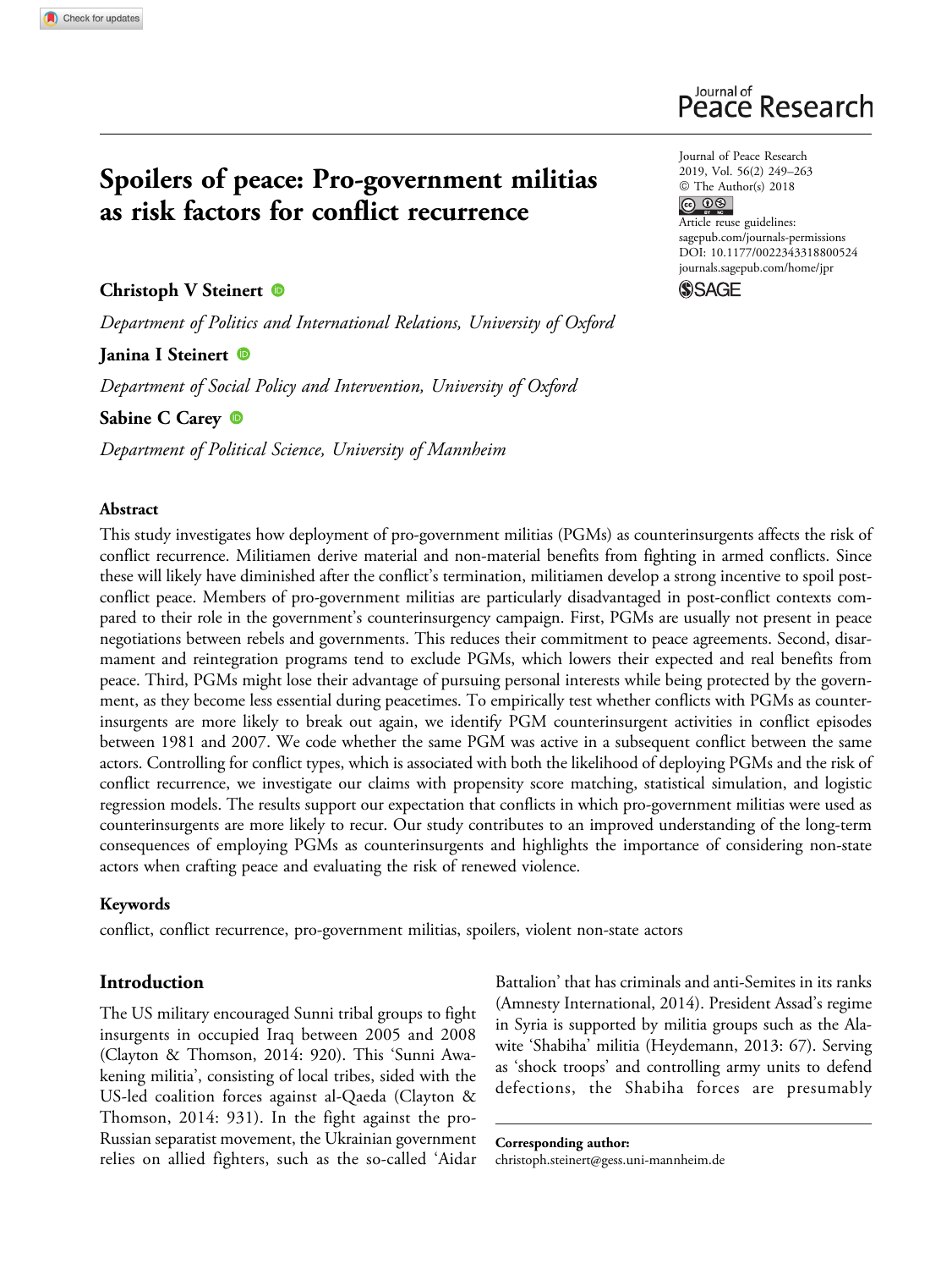# Spoilers of peace: Pro-government militias as risk factors for conflict recurrence

Journal of Peace Research
2019, Vol. 56(2) 249–263
© The Author(s) 2018
Article reuse guidelines:
sagepub.com/journals-permissions
DOI: 10.1177/0022343318800524
journals.sagepub.com/home/jpr

**Christoph V Steinert**

*Department of Politics and International Relations, University of Oxford*

**Janina I Steinert**

*Department of Social Policy and Intervention, University of Oxford*

**Sabine C Carey**

*Department of Political Science, University of Mannheim*

### Abstract

This study investigates how deployment of pro-government militias (PGMs) as counterinsurgents affects the risk of conflict recurrence. Militiamen derive material and non-material benefits from fighting in armed conflicts. Since these will likely have diminished after the conflict's termination, militiamen develop a strong incentive to spoil post-conflict peace. Members of pro-government militias are particularly disadvantaged in post-conflict contexts compared to their role in the government's counterinsurgency campaign. First, PGMs are usually not present in peace negotiations between rebels and governments. This reduces their commitment to peace agreements. Second, disarmament and reintegration programs tend to exclude PGMs, which lowers their expected and real benefits from peace. Third, PGMs might lose their advantage of pursuing personal interests while being protected by the government, as they become less essential during peacetimes. To empirically test whether conflicts with PGMs as counterinsurgents are more likely to break out again, we identify PGM counterinsurgent activities in conflict episodes between 1981 and 2007. We code whether the same PGM was active in a subsequent conflict between the same actors. Controlling for conflict types, which is associated with both the likelihood of deploying PGMs and the risk of conflict recurrence, we investigate our claims with propensity score matching, statistical simulation, and logistic regression models. The results support our expectation that conflicts in which pro-government militias were used as counterinsurgents are more likely to recur. Our study contributes to an improved understanding of the long-term consequences of employing PGMs as counterinsurgents and highlights the importance of considering non-state actors when crafting peace and evaluating the risk of renewed violence.

### Keywords

conflict, conflict recurrence, pro-government militias, spoilers, violent non-state actors

## Introduction

The US military encouraged Sunni tribal groups to fight insurgents in occupied Iraq between 2005 and 2008 (Clayton & Thomson, 2014: 920). This 'Sunni Awakening militia', consisting of local tribes, sided with the US-led coalition forces against al-Qaeda (Clayton & Thomson, 2014: 931). In the fight against the pro-Russian separatist movement, the Ukrainian government relies on allied fighters, such as the so-called 'Aidar Battalion' that has criminals and anti-Semites in its ranks (Amnesty International, 2014). President Assad's regime in Syria is supported by militia groups such as the Alawite 'Shabiha' militia (Heydemann, 2013: 67). Serving as 'shock troops' and controlling army units to defend defections, the Shabiha forces are presumably

**Corresponding author:**
christoph.steinert@gess.uni-mannheim.de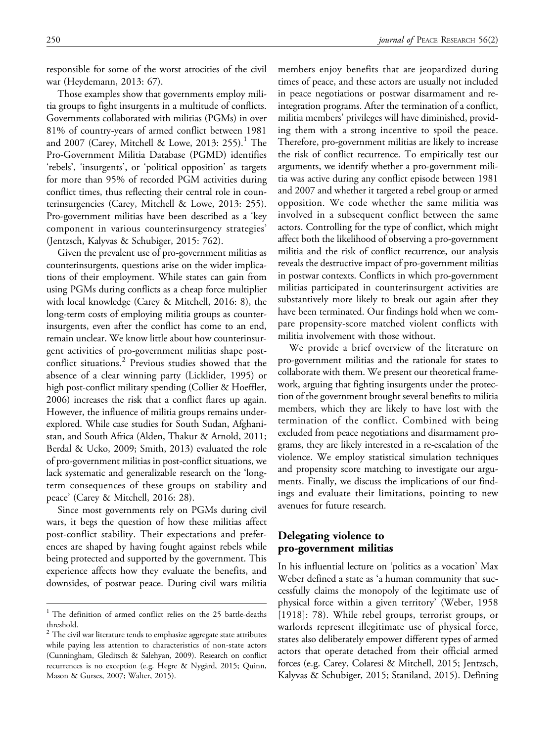responsible for some of the worst atrocities of the civil war (Heydemann, 2013: 67).

Those examples show that governments employ militia groups to fight insurgents in a multitude of conflicts. Governments collaborated with militias (PGMs) in over 81% of country-years of armed conflict between 1981 and 2007 (Carey, Mitchell & Lowe, 2013: 255).[1] The Pro-Government Militia Database (PGMD) identifies 'rebels', 'insurgents', or 'political opposition' as targets for more than 95% of recorded PGM activities during conflict times, thus reflecting their central role in counterinsurgencies (Carey, Mitchell & Lowe, 2013: 255). Pro-government militias have been described as a 'key component in various counterinsurgency strategies' (Jentzsch, Kalyvas & Schubiger, 2015: 762).

Given the prevalent use of pro-government militias as counterinsurgents, questions arise on the wider implications of their employment. While states can gain from using PGMs during conflicts as a cheap force multiplier with local knowledge (Carey & Mitchell, 2016: 8), the long-term costs of employing militia groups as counterinsurgents, even after the conflict has come to an end, remain unclear. We know little about how counterinsurgent activities of pro-government militias shape post-conflict situations.[2] Previous studies showed that the absence of a clear winning party (Licklider, 1995) or high post-conflict military spending (Collier & Hoeffler, 2006) increases the risk that a conflict flares up again. However, the influence of militia groups remains under-explored. While case studies for South Sudan, Afghanistan, and South Africa (Alden, Thakur & Arnold, 2011; Berdal & Ucko, 2009; Smith, 2013) evaluated the role of pro-government militias in post-conflict situations, we lack systematic and generalizable research on the 'long-term consequences of these groups on stability and peace' (Carey & Mitchell, 2016: 28).

Since most governments rely on PGMs during civil wars, it begs the question of how these militias affect post-conflict stability. Their expectations and preferences are shaped by having fought against rebels while being protected and supported by the government. This experience affects how they evaluate the benefits, and downsides, of postwar peace. During civil wars militia members enjoy benefits that are jeopardized during times of peace, and these actors are usually not included in peace negotiations or postwar disarmament and re-integration programs. After the termination of a conflict, militia members' privileges will have diminished, providing them with a strong incentive to spoil the peace. Therefore, pro-government militias are likely to increase the risk of conflict recurrence. To empirically test our arguments, we identify whether a pro-government militia was active during any conflict episode between 1981 and 2007 and whether it targeted a rebel group or armed opposition. We code whether the same militia was involved in a subsequent conflict between the same actors. Controlling for the type of conflict, which might affect both the likelihood of observing a pro-government militia and the risk of conflict recurrence, our analysis reveals the destructive impact of pro-government militias in postwar contexts. Conflicts in which pro-government militias participated in counterinsurgent activities are substantively more likely to break out again after they have been terminated. Our findings hold when we compare propensity-score matched violent conflicts with militia involvement with those without.

We provide a brief overview of the literature on pro-government militias and the rationale for states to collaborate with them. We present our theoretical framework, arguing that fighting insurgents under the protection of the government brought several benefits to militia members, which they are likely to have lost with the termination of the conflict. Combined with being excluded from peace negotiations and disarmament programs, they are likely interested in a re-escalation of the violence. We employ statistical simulation techniques and propensity score matching to investigate our arguments. Finally, we discuss the implications of our findings and evaluate their limitations, pointing to new avenues for future research.

## Delegating violence to pro-government militias

In his influential lecture on 'politics as a vocation' Max Weber defined a state as 'a human community that successfully claims the monopoly of the legitimate use of physical force within a given territory' (Weber, 1958 [1918]: 78). While rebel groups, terrorist groups, or warlords represent illegitimate use of physical force, states also deliberately empower different types of armed actors that operate detached from their official armed forces (e.g. Carey, Colaresi & Mitchell, 2015; Jentzsch, Kalyvas & Schubiger, 2015; Staniland, 2015). Defining

[1] The definition of armed conflict relies on the 25 battle-deaths threshold.

[2] The civil war literature tends to emphasize aggregate state attributes while paying less attention to characteristics of non-state actors (Cunningham, Gleditsch & Salehyan, 2009). Research on conflict recurrences is no exception (e.g. Hegre & Nygård, 2015; Quinn, Mason & Gurses, 2007; Walter, 2015).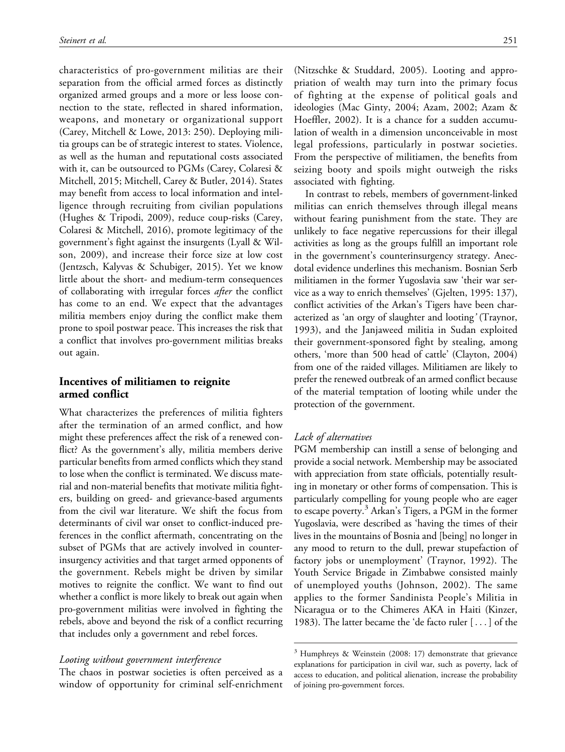characteristics of pro-government militias are their separation from the official armed forces as distinctly organized armed groups and a more or less loose connection to the state, reflected in shared information, weapons, and monetary or organizational support (Carey, Mitchell & Lowe, 2013: 250). Deploying militia groups can be of strategic interest to states. Violence, as well as the human and reputational costs associated with it, can be outsourced to PGMs (Carey, Colaresi & Mitchell, 2015; Mitchell, Carey & Butler, 2014). States may benefit from access to local information and intelligence through recruiting from civilian populations (Hughes & Tripodi, 2009), reduce coup-risks (Carey, Colaresi & Mitchell, 2016), promote legitimacy of the government's fight against the insurgents (Lyall & Wilson, 2009), and increase their force size at low cost (Jentzsch, Kalyvas & Schubiger, 2015). Yet we know little about the short- and medium-term consequences of collaborating with irregular forces *after* the conflict has come to an end. We expect that the advantages militia members enjoy during the conflict make them prone to spoil postwar peace. This increases the risk that a conflict that involves pro-government militias breaks out again.

## Incentives of militiamen to reignite armed conflict

What characterizes the preferences of militia fighters after the termination of an armed conflict, and how might these preferences affect the risk of a renewed conflict? As the government's ally, militia members derive particular benefits from armed conflicts which they stand to lose when the conflict is terminated. We discuss material and non-material benefits that motivate militia fighters, building on greed- and grievance-based arguments from the civil war literature. We shift the focus from determinants of civil war onset to conflict-induced preferences in the conflict aftermath, concentrating on the subset of PGMs that are actively involved in counterinsurgency activities and that target armed opponents of the government. Rebels might be driven by similar motives to reignite the conflict. We want to find out whether a conflict is more likely to break out again when pro-government militias were involved in fighting the rebels, above and beyond the risk of a conflict recurring that includes only a government and rebel forces.

### *Looting without government interference*

The chaos in postwar societies is often perceived as a window of opportunity for criminal self-enrichment (Nitzschke & Studdard, 2005). Looting and appropriation of wealth may turn into the primary focus of fighting at the expense of political goals and ideologies (Mac Ginty, 2004; Azam, 2002; Azam & Hoeffler, 2002). It is a chance for a sudden accumulation of wealth in a dimension unconceivable in most legal professions, particularly in postwar societies. From the perspective of militiamen, the benefits from seizing booty and spoils might outweigh the risks associated with fighting.

In contrast to rebels, members of government-linked militias can enrich themselves through illegal means without fearing punishment from the state. They are unlikely to face negative repercussions for their illegal activities as long as the groups fulfill an important role in the government's counterinsurgency strategy. Anecdotal evidence underlines this mechanism. Bosnian Serb militiamen in the former Yugoslavia saw 'their war service as a way to enrich themselves' (Gjelten, 1995: 137), conflict activities of the Arkan's Tigers have been characterized as 'an orgy of slaughter and looting*'* (Traynor, 1993), and the Janjaweed militia in Sudan exploited their government-sponsored fight by stealing, among others, 'more than 500 head of cattle' (Clayton, 2004) from one of the raided villages. Militiamen are likely to prefer the renewed outbreak of an armed conflict because of the material temptation of looting while under the protection of the government.

### *Lack of alternatives*

PGM membership can instill a sense of belonging and provide a social network. Membership may be associated with appreciation from state officials, potentially resulting in monetary or other forms of compensation. This is particularly compelling for young people who are eager to escape poverty.[3] Arkan's Tigers, a PGM in the former Yugoslavia, were described as 'having the times of their lives in the mountains of Bosnia and [being] no longer in any mood to return to the dull, prewar stupefaction of factory jobs or unemployment' (Traynor, 1992). The Youth Service Brigade in Zimbabwe consisted mainly of unemployed youths (Johnson, 2002). The same applies to the former Sandinista People's Militia in Nicaragua or to the Chimeres AKA in Haiti (Kinzer, 1983). The latter became the 'de facto ruler [ . . . ] of the

[3] Humphreys & Weinstein (2008: 17) demonstrate that grievance explanations for participation in civil war, such as poverty, lack of access to education, and political alienation, increase the probability of joining pro-government forces.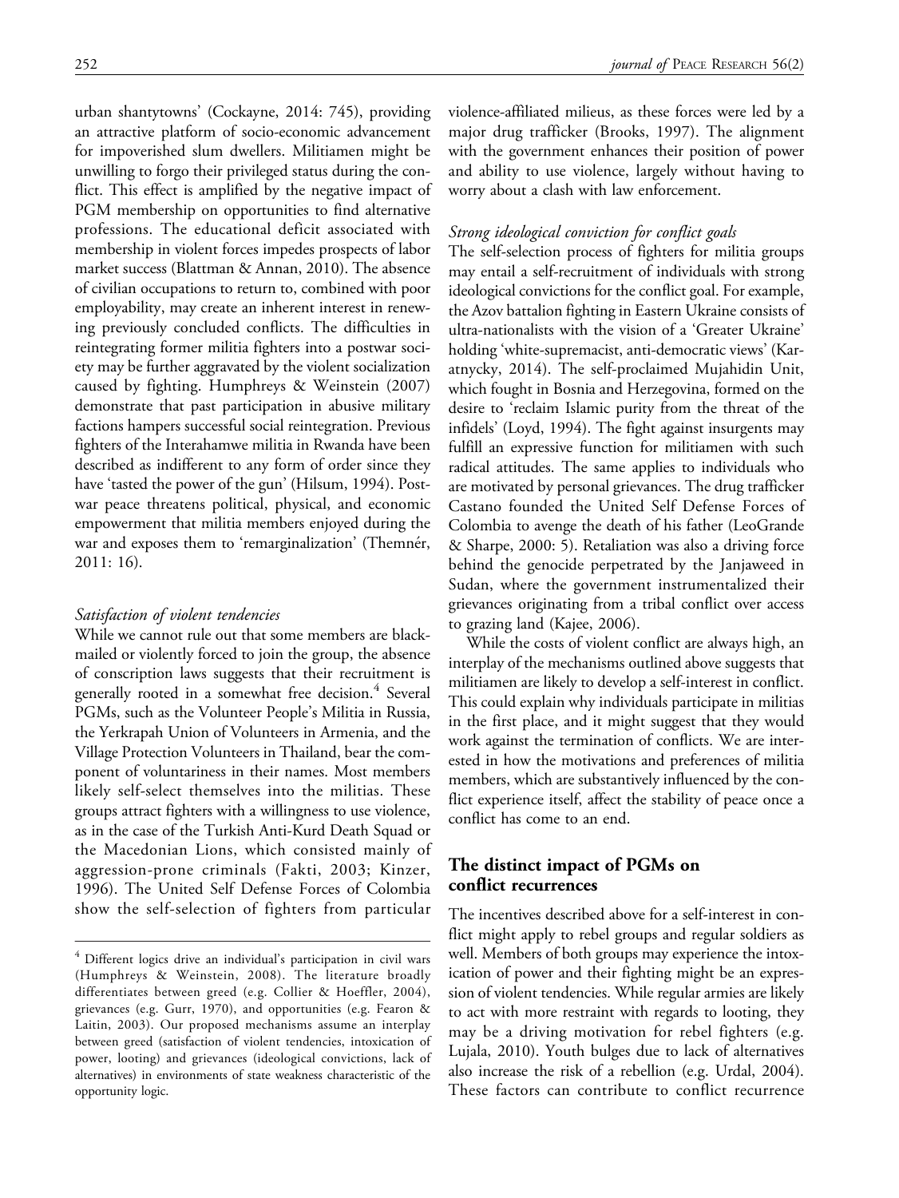urban shantytowns' (Cockayne, 2014: 745), providing an attractive platform of socio-economic advancement for impoverished slum dwellers. Militiamen might be unwilling to forgo their privileged status during the conflict. This effect is amplified by the negative impact of PGM membership on opportunities to find alternative professions. The educational deficit associated with membership in violent forces impedes prospects of labor market success (Blattman & Annan, 2010). The absence of civilian occupations to return to, combined with poor employability, may create an inherent interest in renewing previously concluded conflicts. The difficulties in reintegrating former militia fighters into a postwar society may be further aggravated by the violent socialization caused by fighting. Humphreys & Weinstein (2007) demonstrate that past participation in abusive military factions hampers successful social reintegration. Previous fighters of the Interahamwe militia in Rwanda have been described as indifferent to any form of order since they have 'tasted the power of the gun' (Hilsum, 1994). Postwar peace threatens political, physical, and economic empowerment that militia members enjoyed during the war and exposes them to 'remarginalization' (Themnér, 2011: 16).

*Satisfaction of violent tendencies*

While we cannot rule out that some members are blackmailed or violently forced to join the group, the absence of conscription laws suggests that their recruitment is generally rooted in a somewhat free decision.[4] Several PGMs, such as the Volunteer People's Militia in Russia, the Yerkrapah Union of Volunteers in Armenia, and the Village Protection Volunteers in Thailand, bear the component of voluntariness in their names. Most members likely self-select themselves into the militias. These groups attract fighters with a willingness to use violence, as in the case of the Turkish Anti-Kurd Death Squad or the Macedonian Lions, which consisted mainly of aggression-prone criminals (Fakti, 2003; Kinzer, 1996). The United Self Defense Forces of Colombia show the self-selection of fighters from particular violence-affiliated milieus, as these forces were led by a major drug trafficker (Brooks, 1997). The alignment with the government enhances their position of power and ability to use violence, largely without having to worry about a clash with law enforcement.

*Strong ideological conviction for conflict goals*

The self-selection process of fighters for militia groups may entail a self-recruitment of individuals with strong ideological convictions for the conflict goal. For example, the Azov battalion fighting in Eastern Ukraine consists of ultra-nationalists with the vision of a 'Greater Ukraine' holding 'white-supremacist, anti-democratic views' (Karatnycky, 2014). The self-proclaimed Mujahidin Unit, which fought in Bosnia and Herzegovina, formed on the desire to 'reclaim Islamic purity from the threat of the infidels' (Loyd, 1994). The fight against insurgents may fulfill an expressive function for militiamen with such radical attitudes. The same applies to individuals who are motivated by personal grievances. The drug trafficker Castano founded the United Self Defense Forces of Colombia to avenge the death of his father (LeoGrande & Sharpe, 2000: 5). Retaliation was also a driving force behind the genocide perpetrated by the Janjaweed in Sudan, where the government instrumentalized their grievances originating from a tribal conflict over access to grazing land (Kajee, 2006).

While the costs of violent conflict are always high, an interplay of the mechanisms outlined above suggests that militiamen are likely to develop a self-interest in conflict. This could explain why individuals participate in militias in the first place, and it might suggest that they would work against the termination of conflicts. We are interested in how the motivations and preferences of militia members, which are substantively influenced by the conflict experience itself, affect the stability of peace once a conflict has come to an end.

## The distinct impact of PGMs on conflict recurrences

The incentives described above for a self-interest in conflict might apply to rebel groups and regular soldiers as well. Members of both groups may experience the intoxication of power and their fighting might be an expression of violent tendencies. While regular armies are likely to act with more restraint with regards to looting, they may be a driving motivation for rebel fighters (e.g. Lujala, 2010). Youth bulges due to lack of alternatives also increase the risk of a rebellion (e.g. Urdal, 2004). These factors can contribute to conflict recurrence

---

[4] Different logics drive an individual's participation in civil wars (Humphreys & Weinstein, 2008). The literature broadly differentiates between greed (e.g. Collier & Hoeffler, 2004), grievances (e.g. Gurr, 1970), and opportunities (e.g. Fearon & Laitin, 2003). Our proposed mechanisms assume an interplay between greed (satisfaction of violent tendencies, intoxication of power, looting) and grievances (ideological convictions, lack of alternatives) in environments of state weakness characteristic of the opportunity logic.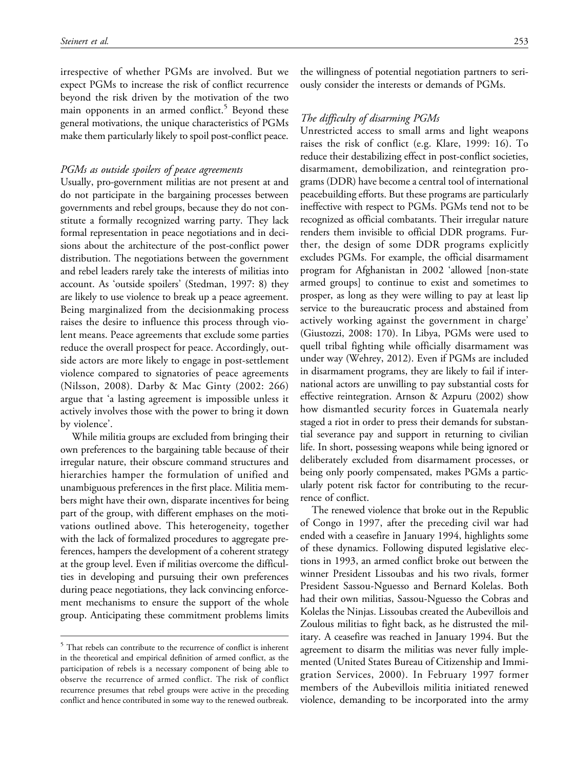irrespective of whether PGMs are involved. But we expect PGMs to increase the risk of conflict recurrence beyond the risk driven by the motivation of the two main opponents in an armed conflict.[5] Beyond these general motivations, the unique characteristics of PGMs make them particularly likely to spoil post-conflict peace.

### *PGMs as outside spoilers of peace agreements*

Usually, pro-government militias are not present at and do not participate in the bargaining processes between governments and rebel groups, because they do not constitute a formally recognized warring party. They lack formal representation in peace negotiations and in decisions about the architecture of the post-conflict power distribution. The negotiations between the government and rebel leaders rarely take the interests of militias into account. As 'outside spoilers' (Stedman, 1997: 8) they are likely to use violence to break up a peace agreement. Being marginalized from the decisionmaking process raises the desire to influence this process through violent means. Peace agreements that exclude some parties reduce the overall prospect for peace. Accordingly, outside actors are more likely to engage in post-settlement violence compared to signatories of peace agreements (Nilsson, 2008). Darby & Mac Ginty (2002: 266) argue that 'a lasting agreement is impossible unless it actively involves those with the power to bring it down by violence'.

While militia groups are excluded from bringing their own preferences to the bargaining table because of their irregular nature, their obscure command structures and hierarchies hamper the formulation of unified and unambiguous preferences in the first place. Militia members might have their own, disparate incentives for being part of the group, with different emphases on the motivations outlined above. This heterogeneity, together with the lack of formalized procedures to aggregate preferences, hampers the development of a coherent strategy at the group level. Even if militias overcome the difficulties in developing and pursuing their own preferences during peace negotiations, they lack convincing enforcement mechanisms to ensure the support of the whole group. Anticipating these commitment problems limits the willingness of potential negotiation partners to seriously consider the interests or demands of PGMs.

### *The difficulty of disarming PGMs*

Unrestricted access to small arms and light weapons raises the risk of conflict (e.g. Klare, 1999: 16). To reduce their destabilizing effect in post-conflict societies, disarmament, demobilization, and reintegration programs (DDR) have become a central tool of international peacebuilding efforts. But these programs are particularly ineffective with respect to PGMs. PGMs tend not to be recognized as official combatants. Their irregular nature renders them invisible to official DDR programs. Further, the design of some DDR programs explicitly excludes PGMs. For example, the official disarmament program for Afghanistan in 2002 'allowed [non-state armed groups] to continue to exist and sometimes to prosper, as long as they were willing to pay at least lip service to the bureaucratic process and abstained from actively working against the government in charge' (Giustozzi, 2008: 170). In Libya, PGMs were used to quell tribal fighting while officially disarmament was under way (Wehrey, 2012). Even if PGMs are included in disarmament programs, they are likely to fail if international actors are unwilling to pay substantial costs for effective reintegration. Arnson & Azpuru (2002) show how dismantled security forces in Guatemala nearly staged a riot in order to press their demands for substantial severance pay and support in returning to civilian life. In short, possessing weapons while being ignored or deliberately excluded from disarmament processes, or being only poorly compensated, makes PGMs a particularly potent risk factor for contributing to the recurrence of conflict.

The renewed violence that broke out in the Republic of Congo in 1997, after the preceding civil war had ended with a ceasefire in January 1994, highlights some of these dynamics. Following disputed legislative elections in 1993, an armed conflict broke out between the winner President Lissoubas and his two rivals, former President Sassou-Nguesso and Bernard Kolelas. Both had their own militias, Sassou-Nguesso the Cobras and Kolelas the Ninjas. Lissoubas created the Aubevillois and Zoulous militias to fight back, as he distrusted the military. A ceasefire was reached in January 1994. But the agreement to disarm the militias was never fully implemented (United States Bureau of Citizenship and Immigration Services, 2000). In February 1997 former members of the Aubevillois militia initiated renewed violence, demanding to be incorporated into the army

[5] That rebels can contribute to the recurrence of conflict is inherent in the theoretical and empirical definition of armed conflict, as the participation of rebels is a necessary component of being able to observe the recurrence of armed conflict. The risk of conflict recurrence presumes that rebel groups were active in the preceding conflict and hence contributed in some way to the renewed outbreak.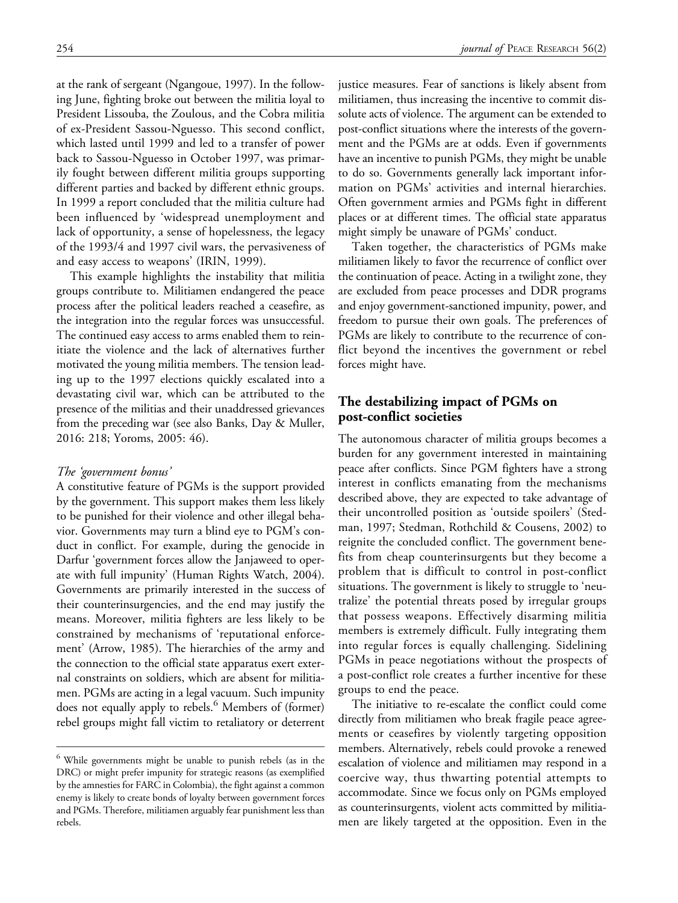at the rank of sergeant (Ngangoue, 1997). In the following June, fighting broke out between the militia loyal to President Lissouba, the Zoulous, and the Cobra militia of ex-President Sassou-Nguesso. This second conflict, which lasted until 1999 and led to a transfer of power back to Sassou-Nguesso in October 1997, was primarily fought between different militia groups supporting different parties and backed by different ethnic groups. In 1999 a report concluded that the militia culture had been influenced by 'widespread unemployment and lack of opportunity, a sense of hopelessness, the legacy of the 1993/4 and 1997 civil wars, the pervasiveness of and easy access to weapons' (IRIN, 1999).

This example highlights the instability that militia groups contribute to. Militiamen endangered the peace process after the political leaders reached a ceasefire, as the integration into the regular forces was unsuccessful. The continued easy access to arms enabled them to reinitiate the violence and the lack of alternatives further motivated the young militia members. The tension leading up to the 1997 elections quickly escalated into a devastating civil war, which can be attributed to the presence of the militias and their unaddressed grievances from the preceding war (see also Banks, Day & Muller, 2016: 218; Yoroms, 2005: 46).

### *The 'government bonus'*

A constitutive feature of PGMs is the support provided by the government. This support makes them less likely to be punished for their violence and other illegal behavior. Governments may turn a blind eye to PGM's conduct in conflict. For example, during the genocide in Darfur 'government forces allow the Janjaweed to operate with full impunity' (Human Rights Watch, 2004). Governments are primarily interested in the success of their counterinsurgencies, and the end may justify the means. Moreover, militia fighters are less likely to be constrained by mechanisms of 'reputational enforcement' (Arrow, 1985). The hierarchies of the army and the connection to the official state apparatus exert external constraints on soldiers, which are absent for militiamen. PGMs are acting in a legal vacuum. Such impunity does not equally apply to rebels.[6] Members of (former) rebel groups might fall victim to retaliatory or deterrent justice measures. Fear of sanctions is likely absent from militiamen, thus increasing the incentive to commit dissolute acts of violence. The argument can be extended to post-conflict situations where the interests of the government and the PGMs are at odds. Even if governments have an incentive to punish PGMs, they might be unable to do so. Governments generally lack important information on PGMs' activities and internal hierarchies. Often government armies and PGMs fight in different places or at different times. The official state apparatus might simply be unaware of PGMs' conduct.

Taken together, the characteristics of PGMs make militiamen likely to favor the recurrence of conflict over the continuation of peace. Acting in a twilight zone, they are excluded from peace processes and DDR programs and enjoy government-sanctioned impunity, power, and freedom to pursue their own goals. The preferences of PGMs are likely to contribute to the recurrence of conflict beyond the incentives the government or rebel forces might have.

## The destabilizing impact of PGMs on post-conflict societies

The autonomous character of militia groups becomes a burden for any government interested in maintaining peace after conflicts. Since PGM fighters have a strong interest in conflicts emanating from the mechanisms described above, they are expected to take advantage of their uncontrolled position as 'outside spoilers' (Stedman, 1997; Stedman, Rothchild & Cousens, 2002) to reignite the concluded conflict. The government benefits from cheap counterinsurgents but they become a problem that is difficult to control in post-conflict situations. The government is likely to struggle to 'neutralize' the potential threats posed by irregular groups that possess weapons. Effectively disarming militia members is extremely difficult. Fully integrating them into regular forces is equally challenging. Sidelining PGMs in peace negotiations without the prospects of a post-conflict role creates a further incentive for these groups to end the peace.

The initiative to re-escalate the conflict could come directly from militiamen who break fragile peace agreements or ceasefires by violently targeting opposition members. Alternatively, rebels could provoke a renewed escalation of violence and militiamen may respond in a coercive way, thus thwarting potential attempts to accommodate. Since we focus only on PGMs employed as counterinsurgents, violent acts committed by militiamen are likely targeted at the opposition. Even in the

[6] While governments might be unable to punish rebels (as in the DRC) or might prefer impunity for strategic reasons (as exemplified by the amnesties for FARC in Colombia), the fight against a common enemy is likely to create bonds of loyalty between government forces and PGMs. Therefore, militiamen arguably fear punishment less than rebels.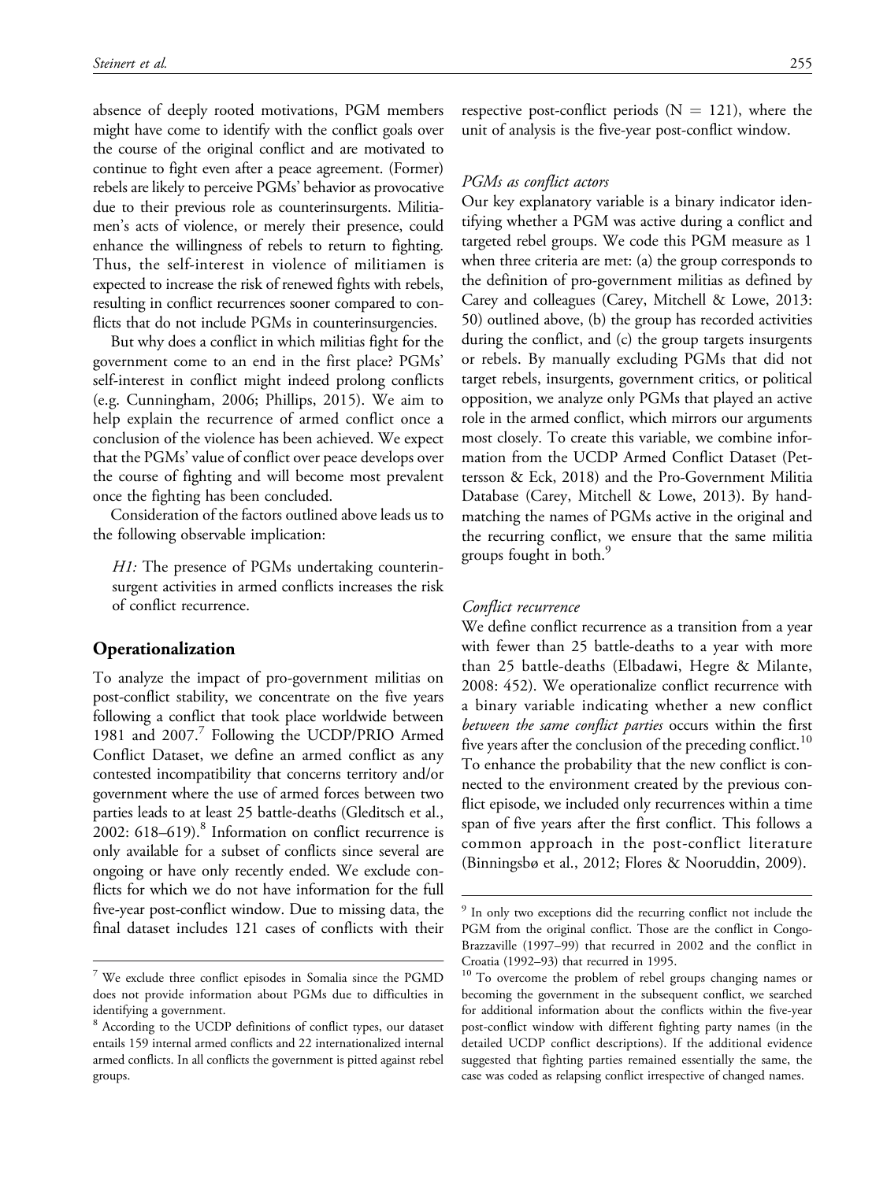absence of deeply rooted motivations, PGM members might have come to identify with the conflict goals over the course of the original conflict and are motivated to continue to fight even after a peace agreement. (Former) rebels are likely to perceive PGMs' behavior as provocative due to their previous role as counterinsurgents. Militiamen's acts of violence, or merely their presence, could enhance the willingness of rebels to return to fighting. Thus, the self-interest in violence of militiamen is expected to increase the risk of renewed fights with rebels, resulting in conflict recurrences sooner compared to conflicts that do not include PGMs in counterinsurgencies.

But why does a conflict in which militias fight for the government come to an end in the first place? PGMs' self-interest in conflict might indeed prolong conflicts (e.g. Cunningham, 2006; Phillips, 2015). We aim to help explain the recurrence of armed conflict once a conclusion of the violence has been achieved. We expect that the PGMs' value of conflict over peace develops over the course of fighting and will become most prevalent once the fighting has been concluded.

Consideration of the factors outlined above leads us to the following observable implication:

> *H1:* The presence of PGMs undertaking counterinsurgent activities in armed conflicts increases the risk of conflict recurrence.

## Operationalization

To analyze the impact of pro-government militias on post-conflict stability, we concentrate on the five years following a conflict that took place worldwide between 1981 and 2007.[7] Following the UCDP/PRIO Armed Conflict Dataset, we define an armed conflict as any contested incompatibility that concerns territory and/or government where the use of armed forces between two parties leads to at least 25 battle-deaths (Gleditsch et al., 2002: 618–619).[8] Information on conflict recurrence is only available for a subset of conflicts since several are ongoing or have only recently ended. We exclude conflicts for which we do not have information for the full five-year post-conflict window. Due to missing data, the final dataset includes 121 cases of conflicts with their respective post-conflict periods (N = 121), where the unit of analysis is the five-year post-conflict window.

### *PGMs as conflict actors*

Our key explanatory variable is a binary indicator identifying whether a PGM was active during a conflict and targeted rebel groups. We code this PGM measure as 1 when three criteria are met: (a) the group corresponds to the definition of pro-government militias as defined by Carey and colleagues (Carey, Mitchell & Lowe, 2013: 50) outlined above, (b) the group has recorded activities during the conflict, and (c) the group targets insurgents or rebels. By manually excluding PGMs that did not target rebels, insurgents, government critics, or political opposition, we analyze only PGMs that played an active role in the armed conflict, which mirrors our arguments most closely. To create this variable, we combine information from the UCDP Armed Conflict Dataset (Pettersson & Eck, 2018) and the Pro-Government Militia Database (Carey, Mitchell & Lowe, 2013). By hand-matching the names of PGMs active in the original and the recurring conflict, we ensure that the same militia groups fought in both.[9]

### *Conflict recurrence*

We define conflict recurrence as a transition from a year with fewer than 25 battle-deaths to a year with more than 25 battle-deaths (Elbadawi, Hegre & Milante, 2008: 452). We operationalize conflict recurrence with a binary variable indicating whether a new conflict *between the same conflict parties* occurs within the first five years after the conclusion of the preceding conflict.[10] To enhance the probability that the new conflict is connected to the environment created by the previous conflict episode, we included only recurrences within a time span of five years after the first conflict. This follows a common approach in the post-conflict literature (Binningsbø et al., 2012; Flores & Nooruddin, 2009).

---

[7] We exclude three conflict episodes in Somalia since the PGMD does not provide information about PGMs due to difficulties in identifying a government.

[8] According to the UCDP definitions of conflict types, our dataset entails 159 internal armed conflicts and 22 internationalized internal armed conflicts. In all conflicts the government is pitted against rebel groups.

[9] In only two exceptions did the recurring conflict not include the PGM from the original conflict. Those are the conflict in Congo-Brazzaville (1997–99) that recurred in 2002 and the conflict in Croatia (1992–93) that recurred in 1995.

[10] To overcome the problem of rebel groups changing names or becoming the government in the subsequent conflict, we searched for additional information about the conflicts within the five-year post-conflict window with different fighting party names (in the detailed UCDP conflict descriptions). If the additional evidence suggested that fighting parties remained essentially the same, the case was coded as relapsing conflict irrespective of changed names.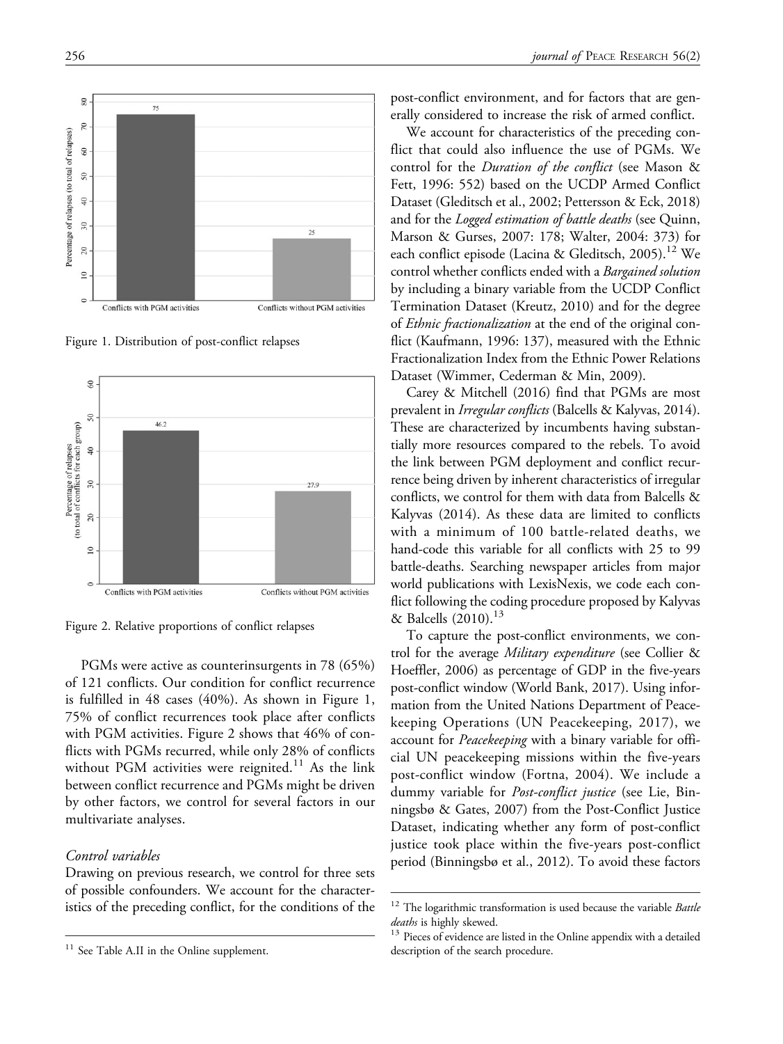Figure 1. Distribution of post-conflict relapses

Figure 2. Relative proportions of conflict relapses

PGMs were active as counterinsurgents in 78 (65%) of 121 conflicts. Our condition for conflict recurrence is fulfilled in 48 cases (40%). As shown in Figure 1, 75% of conflict recurrences took place after conflicts with PGM activities. Figure 2 shows that 46% of conflicts with PGMs recurred, while only 28% of conflicts without PGM activities were reignited.[11] As the link between conflict recurrence and PGMs might be driven by other factors, we control for several factors in our multivariate analyses.

### *Control variables*

Drawing on previous research, we control for three sets of possible confounders. We account for the characteristics of the preceding conflict, for the conditions of the post-conflict environment, and for factors that are generally considered to increase the risk of armed conflict.

We account for characteristics of the preceding conflict that could also influence the use of PGMs. We control for the *Duration of the conflict* (see Mason & Fett, 1996: 552) based on the UCDP Armed Conflict Dataset (Gleditsch et al., 2002; Pettersson & Eck, 2018) and for the *Logged estimation of battle deaths* (see Quinn, Marson & Gurses, 2007: 178; Walter, 2004: 373) for each conflict episode (Lacina & Gleditsch, 2005).[12] We control whether conflicts ended with a *Bargained solution* by including a binary variable from the UCDP Conflict Termination Dataset (Kreutz, 2010) and for the degree of *Ethnic fractionalization* at the end of the original conflict (Kaufmann, 1996: 137), measured with the Ethnic Fractionalization Index from the Ethnic Power Relations Dataset (Wimmer, Cederman & Min, 2009).

Carey & Mitchell (2016) find that PGMs are most prevalent in *Irregular conflicts* (Balcells & Kalyvas, 2014). These are characterized by incumbents having substantially more resources compared to the rebels. To avoid the link between PGM deployment and conflict recurrence being driven by inherent characteristics of irregular conflicts, we control for them with data from Balcells & Kalyvas (2014). As these data are limited to conflicts with a minimum of 100 battle-related deaths, we hand-code this variable for all conflicts with 25 to 99 battle-deaths. Searching newspaper articles from major world publications with LexisNexis, we code each conflict following the coding procedure proposed by Kalyvas & Balcells (2010).[13]

To capture the post-conflict environments, we control for the average *Military expenditure* (see Collier & Hoeffler, 2006) as percentage of GDP in the five-years post-conflict window (World Bank, 2017). Using information from the United Nations Department of Peacekeeping Operations (UN Peacekeeping, 2017), we account for *Peacekeeping* with a binary variable for official UN peacekeeping missions within the five-years post-conflict window (Fortna, 2004). We include a dummy variable for *Post-conflict justice* (see Lie, Binningsbø & Gates, 2007) from the Post-Conflict Justice Dataset, indicating whether any form of post-conflict justice took place within the five-years post-conflict period (Binningsbø et al., 2012). To avoid these factors

---

[11] See Table A.II in the Online supplement.

[12] The logarithmic transformation is used because the variable *Battle deaths* is highly skewed.

[13] Pieces of evidence are listed in the Online appendix with a detailed description of the search procedure.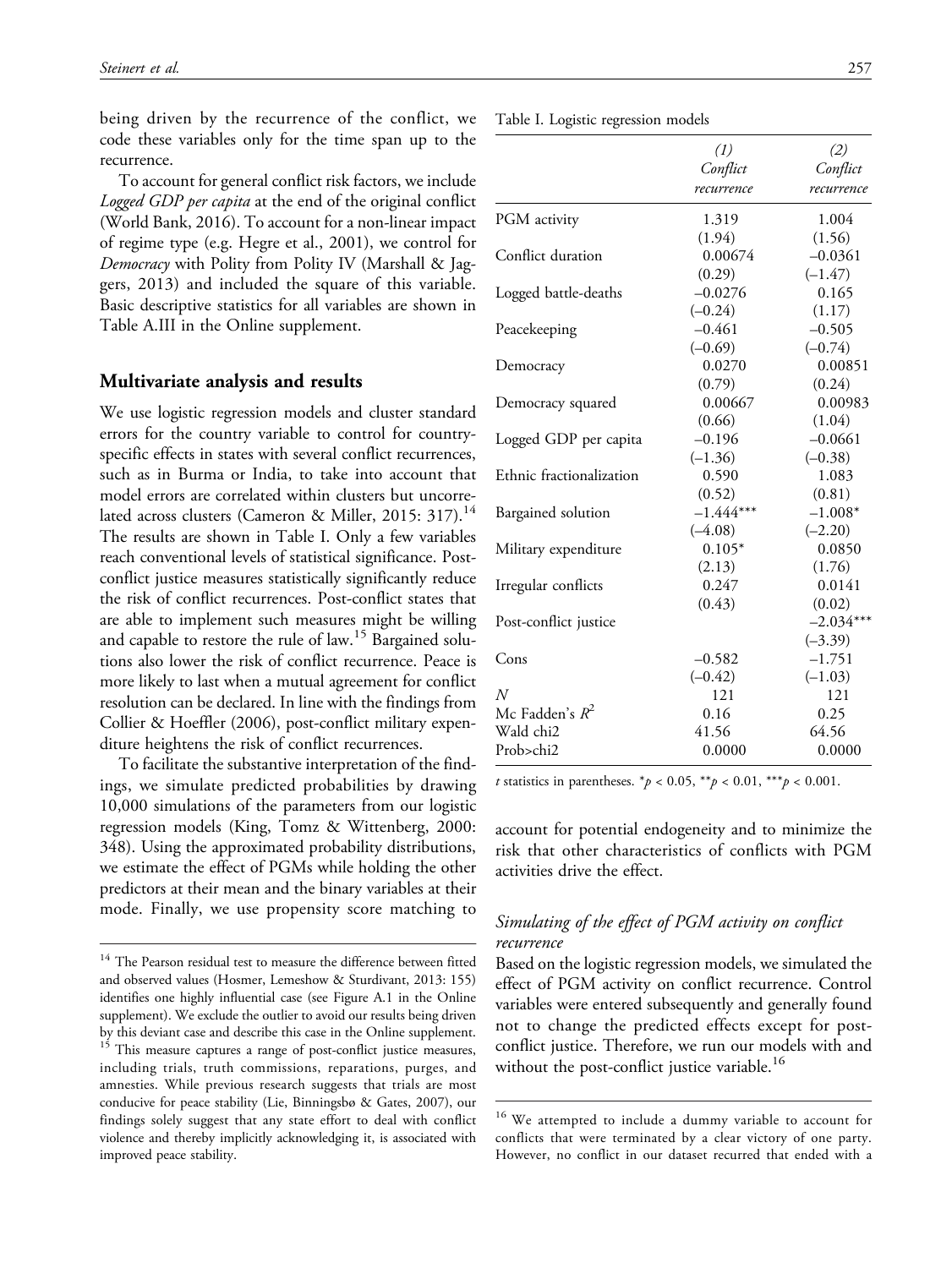being driven by the recurrence of the conflict, we code these variables only for the time span up to the recurrence.

To account for general conflict risk factors, we include *Logged GDP per capita* at the end of the original conflict (World Bank, 2016). To account for a non-linear impact of regime type (e.g. Hegre et al., 2001), we control for *Democracy* with Polity from Polity IV (Marshall & Jaggers, 2013) and included the square of this variable. Basic descriptive statistics for all variables are shown in Table A.III in the Online supplement.

## Multivariate analysis and results

We use logistic regression models and cluster standard errors for the country variable to control for country-specific effects in states with several conflict recurrences, such as in Burma or India, to take into account that model errors are correlated within clusters but uncorrelated across clusters (Cameron & Miller, 2015: 317).[14] The results are shown in Table I. Only a few variables reach conventional levels of statistical significance. Post-conflict justice measures statistically significantly reduce the risk of conflict recurrences. Post-conflict states that are able to implement such measures might be willing and capable to restore the rule of law.[15] Bargained solutions also lower the risk of conflict recurrence. Peace is more likely to last when a mutual agreement for conflict resolution can be declared. In line with the findings from Collier & Hoeffler (2006), post-conflict military expenditure heightens the risk of conflict recurrences.

To facilitate the substantive interpretation of the findings, we simulate predicted probabilities by drawing 10,000 simulations of the parameters from our logistic regression models (King, Tomz & Wittenberg, 2000: 348). Using the approximated probability distributions, we estimate the effect of PGMs while holding the other predictors at their mean and the binary variables at their mode. Finally, we use propensity score matching to account for potential endogeneity and to minimize the risk that other characteristics of conflicts with PGM activities drive the effect.

Table I. Logistic regression models

| | *(1)* *Conflict recurrence* | *(2)* *Conflict recurrence* |
|---|---|---|
| PGM activity | 1.319 | 1.004 |
| | (1.94) | (1.56) |
| Conflict duration | 0.00674 | −0.0361 |
| | (0.29) | (−1.47) |
| Logged battle-deaths | −0.0276 | 0.165 |
| | (−0.24) | (1.17) |
| Peacekeeping | −0.461 | −0.505 |
| | (−0.69) | (−0.74) |
| Democracy | 0.0270 | 0.00851 |
| | (0.79) | (0.24) |
| Democracy squared | 0.00667 | 0.00983 |
| | (0.66) | (1.04) |
| Logged GDP per capita | −0.196 | −0.0661 |
| | (−1.36) | (−0.38) |
| Ethnic fractionalization | 0.590 | 1.083 |
| | (0.52) | (0.81) |
| Bargained solution | −1.444*** | −1.008* |
| | (−4.08) | (−2.20) |
| Military expenditure | 0.105* | 0.0850 |
| | (2.13) | (1.76) |
| Irregular conflicts | 0.247 | 0.0141 |
| | (0.43) | (0.02) |
| Post-conflict justice | | −2.034*** |
| | | (−3.39) |
| Cons | −0.582 | −1.751 |
| | (−0.42) | (−1.03) |
| $N$ | 121 | 121 |
| Mc Fadden's $R^2$ | 0.16 | 0.25 |
| Wald chi2 | 41.56 | 64.56 |
| Prob>chi2 | 0.0000 | 0.0000 |

*t* statistics in parentheses. $^{*}p < 0.05$, $^{**}p < 0.01$, $^{***}p < 0.001$.

### *Simulating of the effect of PGM activity on conflict recurrence*

Based on the logistic regression models, we simulated the effect of PGM activity on conflict recurrence. Control variables were entered subsequently and generally found not to change the predicted effects except for post-conflict justice. Therefore, we run our models with and without the post-conflict justice variable.[16]

[14] The Pearson residual test to measure the difference between fitted and observed values (Hosmer, Lemeshow & Sturdivant, 2013: 155) identifies one highly influential case (see Figure A.1 in the Online supplement). We exclude the outlier to avoid our results being driven by this deviant case and describe this case in the Online supplement.

[15] This measure captures a range of post-conflict justice measures, including trials, truth commissions, reparations, purges, and amnesties. While previous research suggests that trials are most conducive for peace stability (Lie, Binningsbø & Gates, 2007), our findings solely suggest that any state effort to deal with conflict violence and thereby implicitly acknowledging it, is associated with improved peace stability.

[16] We attempted to include a dummy variable to account for conflicts that were terminated by a clear victory of one party. However, no conflict in our dataset recurred that ended with a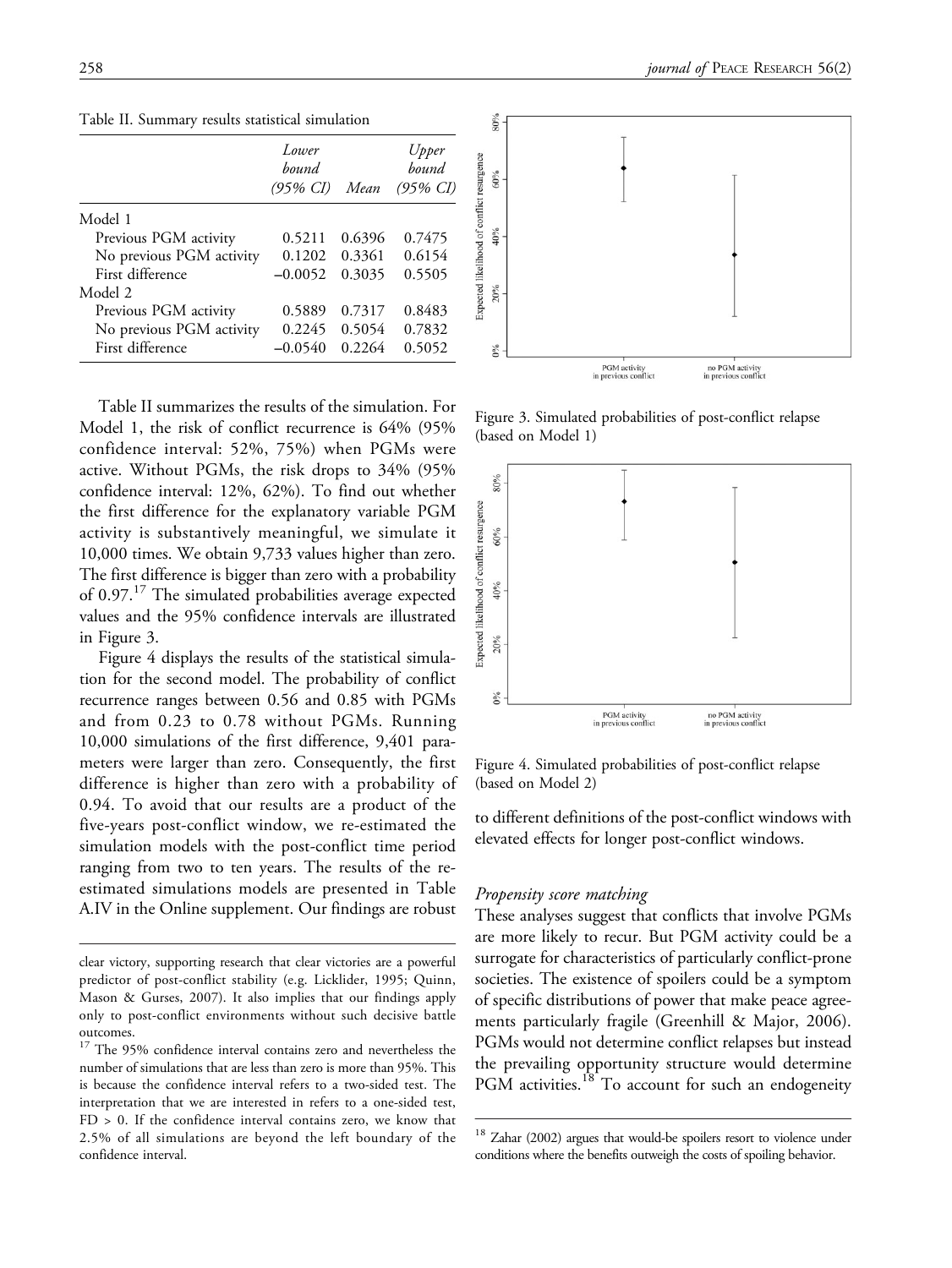Table II. Summary results statistical simulation

| | *Lower bound (95% CI)* | *Mean* | *Upper bound (95% CI)* |
|---|---|---|---|
| Model 1 | | | |
| Previous PGM activity | 0.5211 | 0.6396 | 0.7475 |
| No previous PGM activity | 0.1202 | 0.3361 | 0.6154 |
| First difference | –0.0052 | 0.3035 | 0.5505 |
| Model 2 | | | |
| Previous PGM activity | 0.5889 | 0.7317 | 0.8483 |
| No previous PGM activity | 0.2245 | 0.5054 | 0.7832 |
| First difference | –0.0540 | 0.2264 | 0.5052 |

Table II summarizes the results of the simulation. For Model 1, the risk of conflict recurrence is 64% (95% confidence interval: 52%, 75%) when PGMs were active. Without PGMs, the risk drops to 34% (95% confidence interval: 12%, 62%). To find out whether the first difference for the explanatory variable PGM activity is substantively meaningful, we simulate it 10,000 times. We obtain 9,733 values higher than zero. The first difference is bigger than zero with a probability of 0.97.[17] The simulated probabilities average expected values and the 95% confidence intervals are illustrated in Figure 3.

Figure 3. Simulated probabilities of post-conflict relapse (based on Model 1)

Figure 4 displays the results of the statistical simulation for the second model. The probability of conflict recurrence ranges between 0.56 and 0.85 with PGMs and from 0.23 to 0.78 without PGMs. Running 10,000 simulations of the first difference, 9,401 parameters were larger than zero. Consequently, the first difference is higher than zero with a probability of 0.94. To avoid that our results are a product of the five-years post-conflict window, we re-estimated the simulation models with the post-conflict time period ranging from two to ten years. The results of the re-estimated simulations models are presented in Table A.IV in the Online supplement. Our findings are robust to different definitions of the post-conflict windows with elevated effects for longer post-conflict windows.

Figure 4. Simulated probabilities of post-conflict relapse (based on Model 2)

### *Propensity score matching*

These analyses suggest that conflicts that involve PGMs are more likely to recur. But PGM activity could be a surrogate for characteristics of particularly conflict-prone societies. The existence of spoilers could be a symptom of specific distributions of power that make peace agreements particularly fragile (Greenhill & Major, 2006). PGMs would not determine conflict relapses but instead the prevailing opportunity structure would determine PGM activities.[18] To account for such an endogeneity

---

clear victory, supporting research that clear victories are a powerful predictor of post-conflict stability (e.g. Licklider, 1995; Quinn, Mason & Gurses, 2007). It also implies that our findings apply only to post-conflict environments without such decisive battle outcomes.

[17] The 95% confidence interval contains zero and nevertheless the number of simulations that are less than zero is more than 95%. This is because the confidence interval refers to a two-sided test. The interpretation that we are interested in refers to a one-sided test, FD > 0. If the confidence interval contains zero, we know that 2.5% of all simulations are beyond the left boundary of the confidence interval.

[18] Zahar (2002) argues that would-be spoilers resort to violence under conditions where the benefits outweigh the costs of spoiling behavior.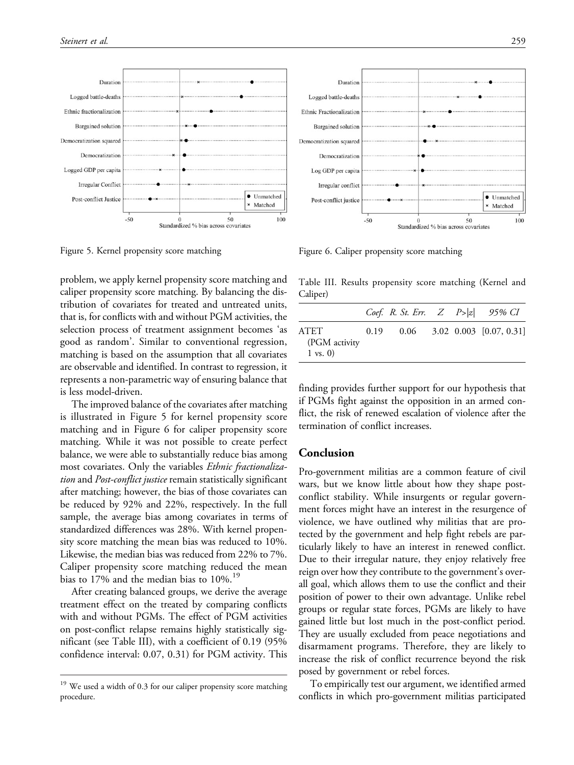Figure 5. Kernel propensity score matching

Figure 6. Caliper propensity score matching

problem, we apply kernel propensity score matching and caliper propensity score matching. By balancing the distribution of covariates for treated and untreated units, that is, for conflicts with and without PGM activities, the selection process of treatment assignment becomes 'as good as random'. Similar to conventional regression, matching is based on the assumption that all covariates are observable and identified. In contrast to regression, it represents a non-parametric way of ensuring balance that is less model-driven.

The improved balance of the covariates after matching is illustrated in Figure 5 for kernel propensity score matching and in Figure 6 for caliper propensity score matching. While it was not possible to create perfect balance, we were able to substantially reduce bias among most covariates. Only the variables *Ethnic fractionalization* and *Post-conflict justice* remain statistically significant after matching; however, the bias of those covariates can be reduced by 92% and 22%, respectively. In the full sample, the average bias among covariates in terms of standardized differences was 28%. With kernel propensity score matching the mean bias was reduced to 10%. Likewise, the median bias was reduced from 22% to 7%. Caliper propensity score matching reduced the mean bias to 17% and the median bias to 10%.[19]

After creating balanced groups, we derive the average treatment effect on the treated by comparing conflicts with and without PGMs. The effect of PGM activities on post-conflict relapse remains highly statistically significant (see Table III), with a coefficient of 0.19 (95% confidence interval: 0.07, 0.31) for PGM activity. This finding provides further support for our hypothesis that if PGMs fight against the opposition in an armed conflict, the risk of renewed escalation of violence after the termination of conflict increases.

Table III. Results propensity score matching (Kernel and Caliper)

| | *Coef.* | *R. St. Err.* | *Z* | *P>\|z\|* | *95% CI* |
|---|---|---|---|---|---|
| ATET (PGM activity 1 vs. 0) | 0.19 | 0.06 | 3.02 | 0.003 | [0.07, 0.31] |

## Conclusion

Pro-government militias are a common feature of civil wars, but we know little about how they shape post-conflict stability. While insurgents or regular government forces might have an interest in the resurgence of violence, we have outlined why militias that are protected by the government and help fight rebels are particularly likely to have an interest in renewed conflict. Due to their irregular nature, they enjoy relatively free reign over how they contribute to the government's overall goal, which allows them to use the conflict and their position of power to their own advantage. Unlike rebel groups or regular state forces, PGMs are likely to have gained little but lost much in the post-conflict period. They are usually excluded from peace negotiations and disarmament programs. Therefore, they are likely to increase the risk of conflict recurrence beyond the risk posed by government or rebel forces.

To empirically test our argument, we identified armed conflicts in which pro-government militias participated

[19] We used a width of 0.3 for our caliper propensity score matching procedure.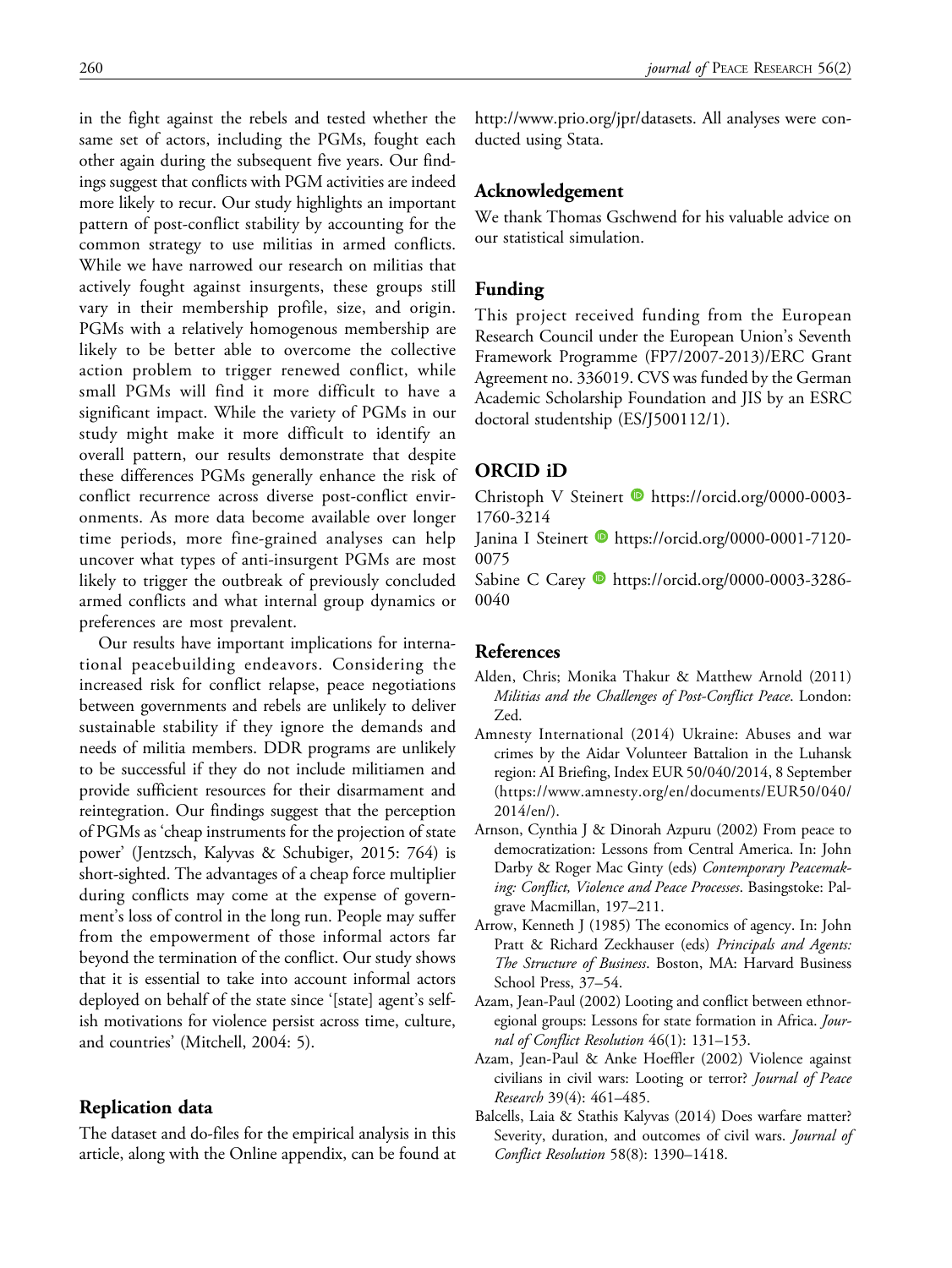in the fight against the rebels and tested whether the same set of actors, including the PGMs, fought each other again during the subsequent five years. Our findings suggest that conflicts with PGM activities are indeed more likely to recur. Our study highlights an important pattern of post-conflict stability by accounting for the common strategy to use militias in armed conflicts. While we have narrowed our research on militias that actively fought against insurgents, these groups still vary in their membership profile, size, and origin. PGMs with a relatively homogenous membership are likely to be better able to overcome the collective action problem to trigger renewed conflict, while small PGMs will find it more difficult to have a significant impact. While the variety of PGMs in our study might make it more difficult to identify an overall pattern, our results demonstrate that despite these differences PGMs generally enhance the risk of conflict recurrence across diverse post-conflict environments. As more data become available over longer time periods, more fine-grained analyses can help uncover what types of anti-insurgent PGMs are most likely to trigger the outbreak of previously concluded armed conflicts and what internal group dynamics or preferences are most prevalent.

Our results have important implications for international peacebuilding endeavors. Considering the increased risk for conflict relapse, peace negotiations between governments and rebels are unlikely to deliver sustainable stability if they ignore the demands and needs of militia members. DDR programs are unlikely to be successful if they do not include militiamen and provide sufficient resources for their disarmament and reintegration. Our findings suggest that the perception of PGMs as 'cheap instruments for the projection of state power' (Jentzsch, Kalyvas & Schubiger, 2015: 764) is short-sighted. The advantages of a cheap force multiplier during conflicts may come at the expense of government's loss of control in the long run. People may suffer from the empowerment of those informal actors far beyond the termination of the conflict. Our study shows that it is essential to take into account informal actors deployed on behalf of the state since '[state] agent's selfish motivations for violence persist across time, culture, and countries' (Mitchell, 2004: 5).

## Replication data

The dataset and do-files for the empirical analysis in this article, along with the Online appendix, can be found at http://www.prio.org/jpr/datasets. All analyses were conducted using Stata.

## Acknowledgement

We thank Thomas Gschwend for his valuable advice on our statistical simulation.

## Funding

This project received funding from the European Research Council under the European Union's Seventh Framework Programme (FP7/2007-2013)/ERC Grant Agreement no. 336019. CVS was funded by the German Academic Scholarship Foundation and JIS by an ESRC doctoral studentship (ES/J500112/1).

## ORCID iD

Christoph V Steinert https://orcid.org/0000-0003-1760-3214
Janina I Steinert https://orcid.org/0000-0001-7120-0075
Sabine C Carey https://orcid.org/0000-0003-3286-0040

## References

Alden, Chris; Monika Thakur & Matthew Arnold (2011) *Militias and the Challenges of Post-Conflict Peace*. London: Zed.

Amnesty International (2014) Ukraine: Abuses and war crimes by the Aidar Volunteer Battalion in the Luhansk region: AI Briefing, Index EUR 50/040/2014, 8 September (https://www.amnesty.org/en/documents/EUR50/040/2014/en/).

Arnson, Cynthia J & Dinorah Azpuru (2002) From peace to democratization: Lessons from Central America. In: John Darby & Roger Mac Ginty (eds) *Contemporary Peacemaking: Conflict, Violence and Peace Processes*. Basingstoke: Palgrave Macmillan, 197–211.

Arrow, Kenneth J (1985) The economics of agency. In: John Pratt & Richard Zeckhauser (eds) *Principals and Agents: The Structure of Business*. Boston, MA: Harvard Business School Press, 37–54.

Azam, Jean-Paul (2002) Looting and conflict between ethnoregional groups: Lessons for state formation in Africa. *Journal of Conflict Resolution* 46(1): 131–153.

Azam, Jean-Paul & Anke Hoeffler (2002) Violence against civilians in civil wars: Looting or terror? *Journal of Peace Research* 39(4): 461–485.

Balcells, Laia & Stathis Kalyvas (2014) Does warfare matter? Severity, duration, and outcomes of civil wars. *Journal of Conflict Resolution* 58(8): 1390–1418.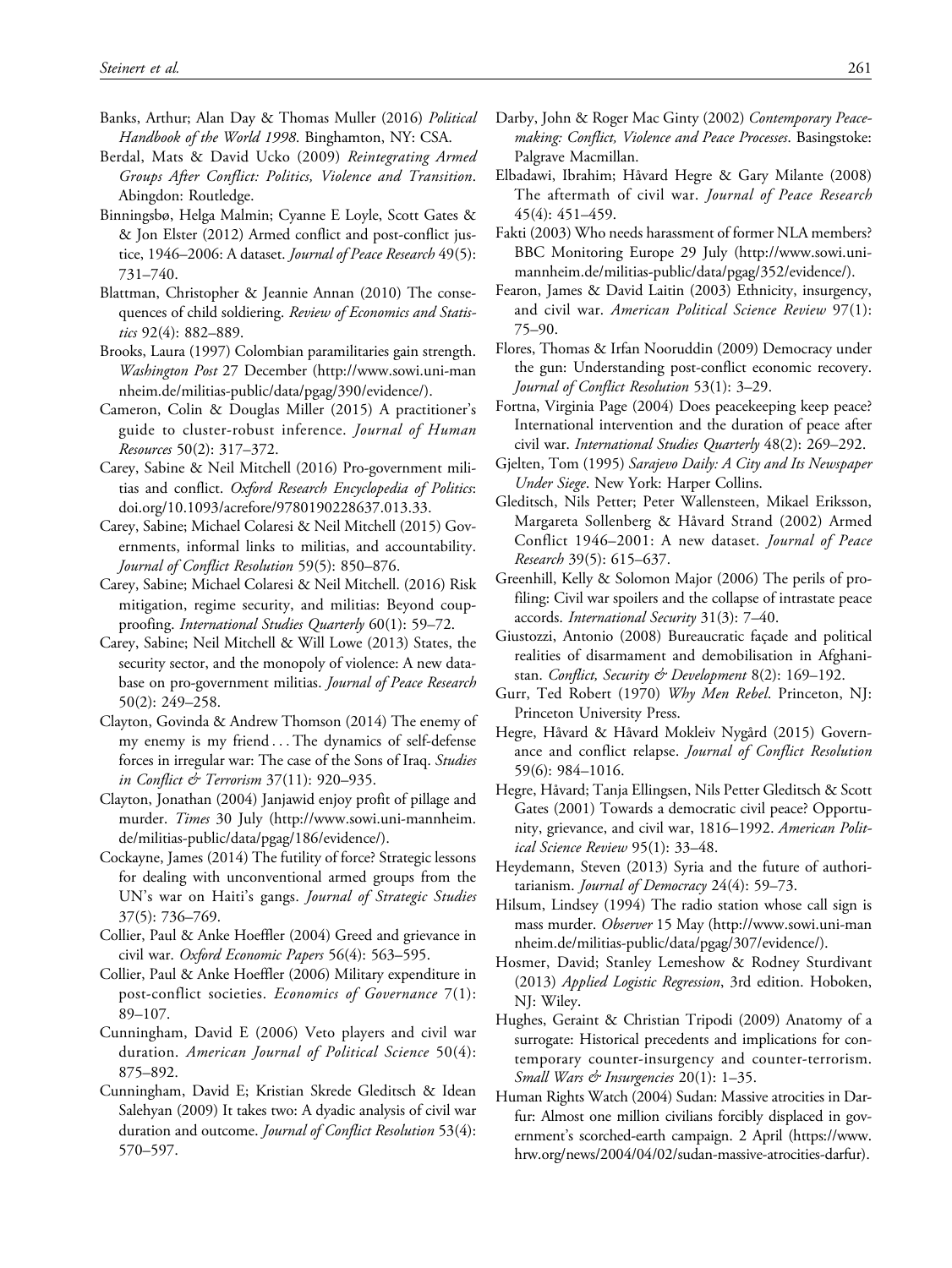Banks, Arthur; Alan Day & Thomas Muller (2016) *Political Handbook of the World 1998*. Binghamton, NY: CSA.

Berdal, Mats & David Ucko (2009) *Reintegrating Armed Groups After Conflict: Politics, Violence and Transition*. Abingdon: Routledge.

Binningsbø, Helga Malmin; Cyanne E Loyle, Scott Gates & & Jon Elster (2012) Armed conflict and post-conflict justice, 1946–2006: A dataset. *Journal of Peace Research* 49(5): 731–740.

Blattman, Christopher & Jeannie Annan (2010) The consequences of child soldiering. *Review of Economics and Statistics* 92(4): 882–889.

Brooks, Laura (1997) Colombian paramilitaries gain strength. *Washington Post* 27 December (http://www.sowi.uni-mannheim.de/militias-public/data/pgag/390/evidence/).

Cameron, Colin & Douglas Miller (2015) A practitioner's guide to cluster-robust inference. *Journal of Human Resources* 50(2): 317–372.

Carey, Sabine & Neil Mitchell (2016) Pro-government militias and conflict. *Oxford Research Encyclopedia of Politics*: doi.org/10.1093/acrefore/9780190228637.013.33.

Carey, Sabine; Michael Colaresi & Neil Mitchell (2015) Governments, informal links to militias, and accountability. *Journal of Conflict Resolution* 59(5): 850–876.

Carey, Sabine; Michael Colaresi & Neil Mitchell. (2016) Risk mitigation, regime security, and militias: Beyond coup-proofing. *International Studies Quarterly* 60(1): 59–72.

Carey, Sabine; Neil Mitchell & Will Lowe (2013) States, the security sector, and the monopoly of violence: A new database on pro-government militias. *Journal of Peace Research* 50(2): 249–258.

Clayton, Govinda & Andrew Thomson (2014) The enemy of my enemy is my friend . . . The dynamics of self-defense forces in irregular war: The case of the Sons of Iraq. *Studies in Conflict & Terrorism* 37(11): 920–935.

Clayton, Jonathan (2004) Janjawid enjoy profit of pillage and murder. *Times* 30 July (http://www.sowi.uni-mannheim.de/militias-public/data/pgag/186/evidence/).

Cockayne, James (2014) The futility of force? Strategic lessons for dealing with unconventional armed groups from the UN's war on Haiti's gangs. *Journal of Strategic Studies* 37(5): 736–769.

Collier, Paul & Anke Hoeffler (2004) Greed and grievance in civil war. *Oxford Economic Papers* 56(4): 563–595.

Collier, Paul & Anke Hoeffler (2006) Military expenditure in post-conflict societies. *Economics of Governance* 7(1): 89–107.

Cunningham, David E (2006) Veto players and civil war duration. *American Journal of Political Science* 50(4): 875–892.

Cunningham, David E; Kristian Skrede Gleditsch & Idean Salehyan (2009) It takes two: A dyadic analysis of civil war duration and outcome. *Journal of Conflict Resolution* 53(4): 570–597.

Darby, John & Roger Mac Ginty (2002) *Contemporary Peacemaking: Conflict, Violence and Peace Processes*. Basingstoke: Palgrave Macmillan.

Elbadawi, Ibrahim; Håvard Hegre & Gary Milante (2008) The aftermath of civil war. *Journal of Peace Research* 45(4): 451–459.

Fakti (2003) Who needs harassment of former NLA members? BBC Monitoring Europe 29 July (http://www.sowi.uni-mannheim.de/militias-public/data/pgag/352/evidence/).

Fearon, James & David Laitin (2003) Ethnicity, insurgency, and civil war. *American Political Science Review* 97(1): 75–90.

Flores, Thomas & Irfan Nooruddin (2009) Democracy under the gun: Understanding post-conflict economic recovery. *Journal of Conflict Resolution* 53(1): 3–29.

Fortna, Virginia Page (2004) Does peacekeeping keep peace? International intervention and the duration of peace after civil war. *International Studies Quarterly* 48(2): 269–292.

Gjelten, Tom (1995) *Sarajevo Daily: A City and Its Newspaper Under Siege*. New York: Harper Collins.

Gleditsch, Nils Petter; Peter Wallensteen, Mikael Eriksson, Margareta Sollenberg & Håvard Strand (2002) Armed Conflict 1946–2001: A new dataset. *Journal of Peace Research* 39(5): 615–637.

Greenhill, Kelly & Solomon Major (2006) The perils of profiling: Civil war spoilers and the collapse of intrastate peace accords. *International Security* 31(3): 7–40.

Giustozzi, Antonio (2008) Bureaucratic façade and political realities of disarmament and demobilisation in Afghanistan. *Conflict, Security & Development* 8(2): 169–192.

Gurr, Ted Robert (1970) *Why Men Rebel*. Princeton, NJ: Princeton University Press.

Hegre, Håvard & Håvard Mokleiv Nygård (2015) Governance and conflict relapse. *Journal of Conflict Resolution* 59(6): 984–1016.

Hegre, Håvard; Tanja Ellingsen, Nils Petter Gleditsch & Scott Gates (2001) Towards a democratic civil peace? Opportunity, grievance, and civil war, 1816–1992. *American Political Science Review* 95(1): 33–48.

Heydemann, Steven (2013) Syria and the future of authoritarianism. *Journal of Democracy* 24(4): 59–73.

Hilsum, Lindsey (1994) The radio station whose call sign is mass murder. *Observer* 15 May (http://www.sowi.uni-mannheim.de/militias-public/data/pgag/307/evidence/).

Hosmer, David; Stanley Lemeshow & Rodney Sturdivant (2013) *Applied Logistic Regression*, 3rd edition. Hoboken, NJ: Wiley.

Hughes, Geraint & Christian Tripodi (2009) Anatomy of a surrogate: Historical precedents and implications for contemporary counter-insurgency and counter-terrorism. *Small Wars & Insurgencies* 20(1): 1–35.

Human Rights Watch (2004) Sudan: Massive atrocities in Darfur: Almost one million civilians forcibly displaced in government's scorched-earth campaign. 2 April (https://www.hrw.org/news/2004/04/02/sudan-massive-atrocities-darfur).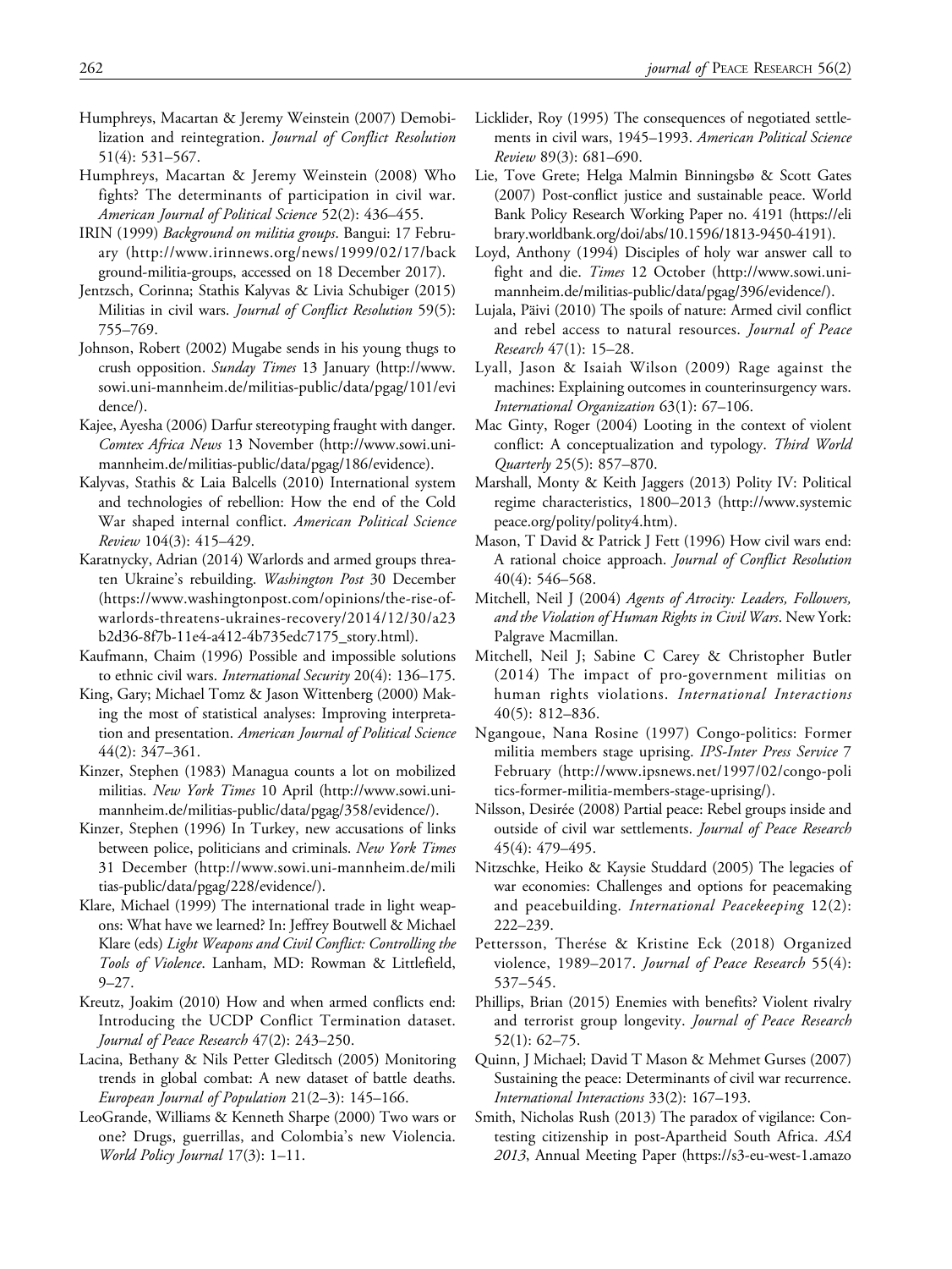Humphreys, Macartan & Jeremy Weinstein (2007) Demobilization and reintegration. *Journal of Conflict Resolution* 51(4): 531–567.

Humphreys, Macartan & Jeremy Weinstein (2008) Who fights? The determinants of participation in civil war. *American Journal of Political Science* 52(2): 436–455.

IRIN (1999) *Background on militia groups*. Bangui: 17 February (http://www.irinnews.org/news/1999/02/17/background-militia-groups, accessed on 18 December 2017).

Jentzsch, Corinna; Stathis Kalyvas & Livia Schubiger (2015) Militias in civil wars. *Journal of Conflict Resolution* 59(5): 755–769.

Johnson, Robert (2002) Mugabe sends in his young thugs to crush opposition. *Sunday Times* 13 January (http://www.sowi.uni-mannheim.de/militias-public/data/pgag/101/evidence/).

Kajee, Ayesha (2006) Darfur stereotyping fraught with danger. *Comtex Africa News* 13 November (http://www.sowi.uni-mannheim.de/militias-public/data/pgag/186/evidence).

Kalyvas, Stathis & Laia Balcells (2010) International system and technologies of rebellion: How the end of the Cold War shaped internal conflict. *American Political Science Review* 104(3): 415–429.

Karatnycky, Adrian (2014) Warlords and armed groups threaten Ukraine's rebuilding. *Washington Post* 30 December (https://www.washingtonpost.com/opinions/the-rise-of-warlords-threatens-ukraines-recovery/2014/12/30/a23b2d36-8f7b-11e4-a412-4b735edc7175_story.html).

Kaufmann, Chaim (1996) Possible and impossible solutions to ethnic civil wars. *International Security* 20(4): 136–175.

King, Gary; Michael Tomz & Jason Wittenberg (2000) Making the most of statistical analyses: Improving interpretation and presentation. *American Journal of Political Science* 44(2): 347–361.

Kinzer, Stephen (1983) Managua counts a lot on mobilized militias. *New York Times* 10 April (http://www.sowi.uni-mannheim.de/militias-public/data/pgag/358/evidence/).

Kinzer, Stephen (1996) In Turkey, new accusations of links between police, politicians and criminals. *New York Times* 31 December (http://www.sowi.uni-mannheim.de/militias-public/data/pgag/228/evidence/).

Klare, Michael (1999) The international trade in light weapons: What have we learned? In: Jeffrey Boutwell & Michael Klare (eds) *Light Weapons and Civil Conflict: Controlling the Tools of Violence*. Lanham, MD: Rowman & Littlefield, 9–27.

Kreutz, Joakim (2010) How and when armed conflicts end: Introducing the UCDP Conflict Termination dataset. *Journal of Peace Research* 47(2): 243–250.

Lacina, Bethany & Nils Petter Gleditsch (2005) Monitoring trends in global combat: A new dataset of battle deaths. *European Journal of Population* 21(2–3): 145–166.

LeoGrande, Williams & Kenneth Sharpe (2000) Two wars or one? Drugs, guerrillas, and Colombia's new Violencia. *World Policy Journal* 17(3): 1–11.

Licklider, Roy (1995) The consequences of negotiated settlements in civil wars, 1945–1993. *American Political Science Review* 89(3): 681–690.

Lie, Tove Grete; Helga Malmin Binningsbø & Scott Gates (2007) Post-conflict justice and sustainable peace. World Bank Policy Research Working Paper no. 4191 (https://elibrary.worldbank.org/doi/abs/10.1596/1813-9450-4191).

Loyd, Anthony (1994) Disciples of holy war answer call to fight and die. *Times* 12 October (http://www.sowi.uni-mannheim.de/militias-public/data/pgag/396/evidence/).

Lujala, Päivi (2010) The spoils of nature: Armed civil conflict and rebel access to natural resources. *Journal of Peace Research* 47(1): 15–28.

Lyall, Jason & Isaiah Wilson (2009) Rage against the machines: Explaining outcomes in counterinsurgency wars. *International Organization* 63(1): 67–106.

Mac Ginty, Roger (2004) Looting in the context of violent conflict: A conceptualization and typology. *Third World Quarterly* 25(5): 857–870.

Marshall, Monty & Keith Jaggers (2013) Polity IV: Political regime characteristics, 1800–2013 (http://www.systemicpeace.org/polity/polity4.htm).

Mason, T David & Patrick J Fett (1996) How civil wars end: A rational choice approach. *Journal of Conflict Resolution* 40(4): 546–568.

Mitchell, Neil J (2004) *Agents of Atrocity: Leaders, Followers, and the Violation of Human Rights in Civil Wars*. New York: Palgrave Macmillan.

Mitchell, Neil J; Sabine C Carey & Christopher Butler (2014) The impact of pro-government militias on human rights violations. *International Interactions* 40(5): 812–836.

Ngangoue, Nana Rosine (1997) Congo-politics: Former militia members stage uprising. *IPS-Inter Press Service* 7 February (http://www.ipsnews.net/1997/02/congo-politics-former-militia-members-stage-uprising/).

Nilsson, Desirée (2008) Partial peace: Rebel groups inside and outside of civil war settlements. *Journal of Peace Research* 45(4): 479–495.

Nitzschke, Heiko & Kaysie Studdard (2005) The legacies of war economies: Challenges and options for peacemaking and peacebuilding. *International Peacekeeping* 12(2): 222–239.

Pettersson, Therése & Kristine Eck (2018) Organized violence, 1989–2017. *Journal of Peace Research* 55(4): 537–545.

Phillips, Brian (2015) Enemies with benefits? Violent rivalry and terrorist group longevity. *Journal of Peace Research* 52(1): 62–75.

Quinn, J Michael; David T Mason & Mehmet Gurses (2007) Sustaining the peace: Determinants of civil war recurrence. *International Interactions* 33(2): 167–193.

Smith, Nicholas Rush (2013) The paradox of vigilance: Contesting citizenship in post-Apartheid South Africa. *ASA 2013*, Annual Meeting Paper (https://s3-eu-west-1.amazo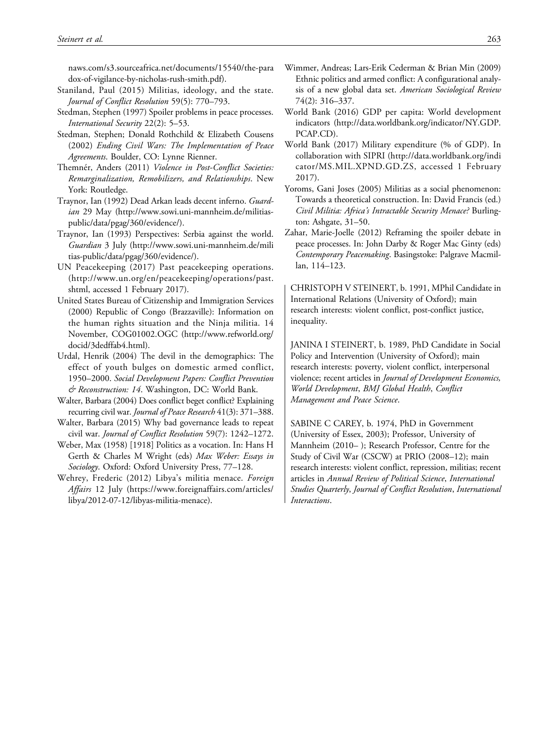naws.com/s3.sourceafrica.net/documents/15540/the-paradox-of-vigilance-by-nicholas-rush-smith.pdf).

Staniland, Paul (2015) Militias, ideology, and the state. *Journal of Conflict Resolution* 59(5): 770–793.

Stedman, Stephen (1997) Spoiler problems in peace processes. *International Security* 22(2): 5–53.

Stedman, Stephen; Donald Rothchild & Elizabeth Cousens (2002) *Ending Civil Wars: The Implementation of Peace Agreements*. Boulder, CO: Lynne Rienner.

Themnér, Anders (2011) *Violence in Post-Conflict Societies: Remarginalization, Remobilizers, and Relationships*. New York: Routledge.

Traynor, Ian (1992) Dead Arkan leads decent inferno. *Guardian* 29 May (http://www.sowi.uni-mannheim.de/militias-public/data/pgag/360/evidence/).

Traynor, Ian (1993) Perspectives: Serbia against the world. *Guardian* 3 July (http://www.sowi.uni-mannheim.de/militias-public/data/pgag/360/evidence/).

UN Peacekeeping (2017) Past peacekeeping operations. (http://www.un.org/en/peacekeeping/operations/past.shtml, accessed 1 February 2017).

United States Bureau of Citizenship and Immigration Services (2000) Republic of Congo (Brazzaville): Information on the human rights situation and the Ninja militia. 14 November, COG01002.OGC (http://www.refworld.org/docid/3dedffab4.html).

Urdal, Henrik (2004) The devil in the demographics: The effect of youth bulges on domestic armed conflict, 1950–2000. *Social Development Papers: Conflict Prevention & Reconstruction: 14*. Washington, DC: World Bank.

Walter, Barbara (2004) Does conflict beget conflict? Explaining recurring civil war. *Journal of Peace Research* 41(3): 371–388.

Walter, Barbara (2015) Why bad governance leads to repeat civil war. *Journal of Conflict Resolution* 59(7): 1242–1272.

Weber, Max (1958) [1918] Politics as a vocation. In: Hans H Gerth & Charles M Wright (eds) *Max Weber: Essays in Sociology*. Oxford: Oxford University Press, 77–128.

Wehrey, Frederic (2012) Libya's militia menace. *Foreign Affairs* 12 July (https://www.foreignaffairs.com/articles/libya/2012-07-12/libyas-militia-menace).

Wimmer, Andreas; Lars-Erik Cederman & Brian Min (2009) Ethnic politics and armed conflict: A configurational analysis of a new global data set. *American Sociological Review* 74(2): 316–337.

World Bank (2016) GDP per capita: World development indicators (http://data.worldbank.org/indicator/NY.GDP.PCAP.CD).

World Bank (2017) Military expenditure (% of GDP). In collaboration with SIPRI (http://data.worldbank.org/indicator/MS.MIL.XPND.GD.ZS, accessed 1 February 2017).

Yoroms, Gani Joses (2005) Militias as a social phenomenon: Towards a theoretical construction. In: David Francis (ed.) *Civil Militia: Africa's Intractable Security Menace?* Burlington: Ashgate, 31–50.

Zahar, Marie-Joelle (2012) Reframing the spoiler debate in peace processes. In: John Darby & Roger Mac Ginty (eds) *Contemporary Peacemaking*. Basingstoke: Palgrave Macmillan, 114–123.

CHRISTOPH V STEINERT, b. 1991, MPhil Candidate in International Relations (University of Oxford); main research interests: violent conflict, post-conflict justice, inequality.

JANINA I STEINERT, b. 1989, PhD Candidate in Social Policy and Intervention (University of Oxford); main research interests: poverty, violent conflict, interpersonal violence; recent articles in *Journal of Development Economics*, *World Development*, *BMJ Global Health*, *Conflict Management and Peace Science*.

SABINE C CAREY, b. 1974, PhD in Government (University of Essex, 2003); Professor, University of Mannheim (2010– ); Research Professor, Centre for the Study of Civil War (CSCW) at PRIO (2008–12); main research interests: violent conflict, repression, militias; recent articles in *Annual Review of Political Science*, *International Studies Quarterly*, *Journal of Conflict Resolution*, *International Interactions*.